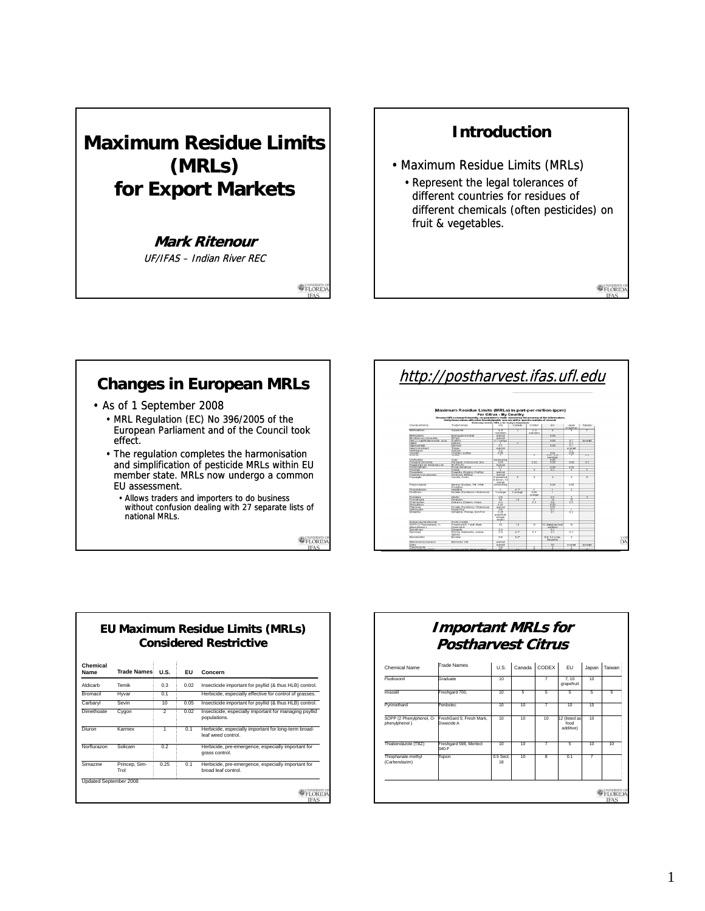# Maximum Residue Limits (MRLs) for Export Markets

***Mark Ritenour***

*UF/IFAS – Indian River REC*

## Introduction

- Maximum Residue Limits (MRLs)
  - Represent the legal tolerances of different countries for residues of different chemicals (often pesticides) on fruit & vegetables.

## Changes in European MRLs

- As of 1 September 2008
  - MRL Regulation (EC) No 396/2005 of the European Parliament and of the Council took effect.
  - The regulation completes the harmonisation and simplification of pesticide MRLs within EU member state. MRLs now undergo a common EU assessment.
    - Allows traders and importers to do business without confusion dealing with 27 separate lists of national MRLs.

## *http://postharvest.ifas.ufl.edu*

## EU Maximum Residue Limits (MRLs) Considered Restrictive

| Chemical Name | Trade Names | U.S. | EU | Concern |
|---|---|---|---|---|
| Aldicarb | Temik | 0.3 | 0.02 | Insecticide important for psyllid (& thus HLB) control. |
| Bromacil | Hyvar | 0.1 | | Herbicide, especially effective for control of grasses. |
| Carbaryl | Sevin | 10 | 0.05 | Insecticide important for psyllid (& thus HLB) control. |
| Dimethoate | Cygon | 2 | 0.02 | Insecticide, especially important for managing psyllid populations. |
| Diuron | Karmex | 1 | 0.1 | Herbicide, especially important for long-term broad-leaf weed control. |
| Norflurazon | Solicam | 0.2 | | Herbicide, pre-emergence, especially important for grass control. |
| Simazine | Princep, Sim-Trol | 0.25 | 0.1 | Herbicide, pre-emergence, especially important for broad leaf control. |

Updated September 2008

## *Important MRLs for Postharvest Citrus*

| Chemical Name | Trade Names | U.S. | Canada | CODEX | EU | Japan | Taiwan |
|---|---|---|---|---|---|---|---|
| Fludioxonil | Graduate | 10 | | 7 | 7; 10 grapefruit | 10 | |
| Imazalil | Freshgard 700, | 10 | 5 | 5 | 5 | 5 | 5 |
| Pyrimethanil | Penbotec | 10 | 10 | 7 | 10 | 15 | |
| SOPP (2 Phenylphenol, O-phenylphenol ) | FreshGard 5; Fresh Mark, Dowicide A | 10 | 10 | 10 | 12 (listed as food additive) | 10 | |
| Thiabendazole (TBZ) | Freshgard 598, Mertect 340-F | 10 | 10 | 7 | 5 | 10 | 10 |
| Thiophanate-methyl (Carbendazim) | Topsin | 0.5 Sect. 18 | 10 | 8 | 0.1 | 7 | |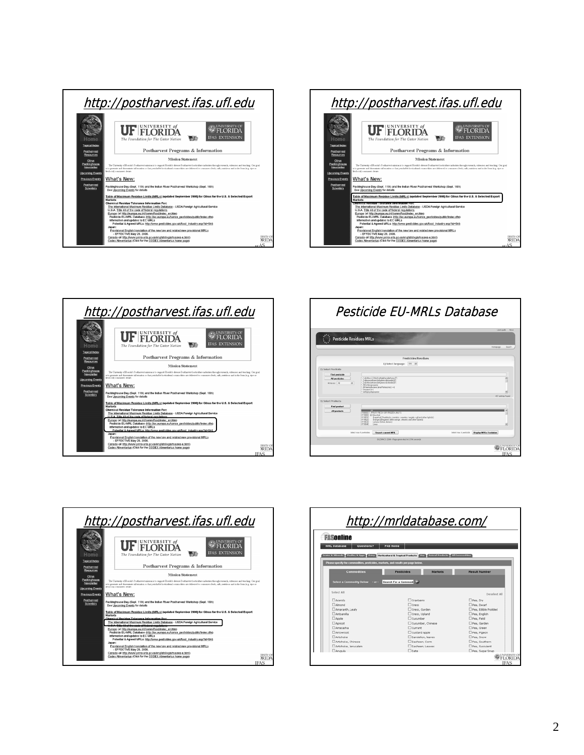## http://postharvest.ifas.ufl.edu

UF UNIVERSITY of FLORIDA — The Foundation for The Gator Nation — UNIVERSITY OF FLORIDA IFAS EXTENSION

Postharvest Programs & Information

Mission Statement

What's New:

Packinghouse Day (Sept. 11th) and the Indian River Postharvest Workshop (Sept. 16th)
See Upcoming Events for details

Table of Maximum Residue Limits (MRLs) (updated September 2008) for Citrus for the U.S. & Selected Export Markets

Chemical Residue Tolerance Information For:
- The International Maximum Residue Limits Database - USDA Foreign Agricultural Service
- U.S.A. Title 40 of the code of federal regulations
- Europe (at http://europa.eu.int/comm/food/index_en.htm)
  - Pesticide EU-MRL Database (http://ec.europa.eu/sanco_pesticides/public/index.cfm)
  - Information and updates to EC MRLs
  - Potential & Agreed MRLs: http://www.pesticides.gov.uk/food_industry.asp?id=546
- Japan:
  - Provisional English translation of the new law and related new provisional MRLs - EFFECTIVE May 29, 2006.
- Canada (at http://www.pmra-arla.gc.ca/english/legis/maxres-e.html)
- Codex Alimentarius (Click for the CODEX Alimentarius home page)

## http://postharvest.ifas.ufl.edu

## http://postharvest.ifas.ufl.edu

## Pesticide EU-MRLs Database

## http://postharvest.ifas.ufl.edu

## http://mrldatabase.com/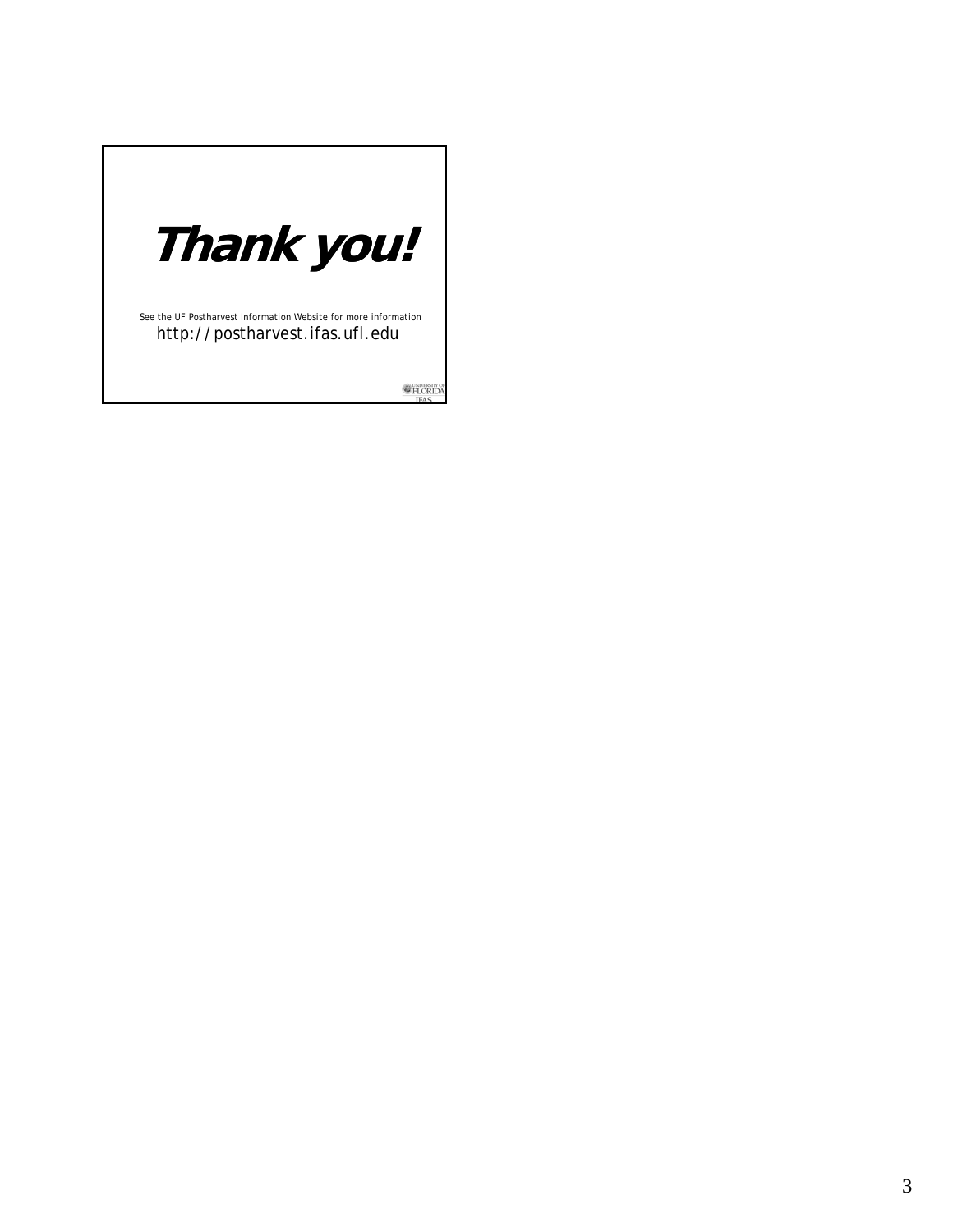# *Thank you!*

See the UF Postharvest Information Website for more information

http://postharvest.ifas.ufl.edu

UNIVERSITY OF FLORIDA IFAS